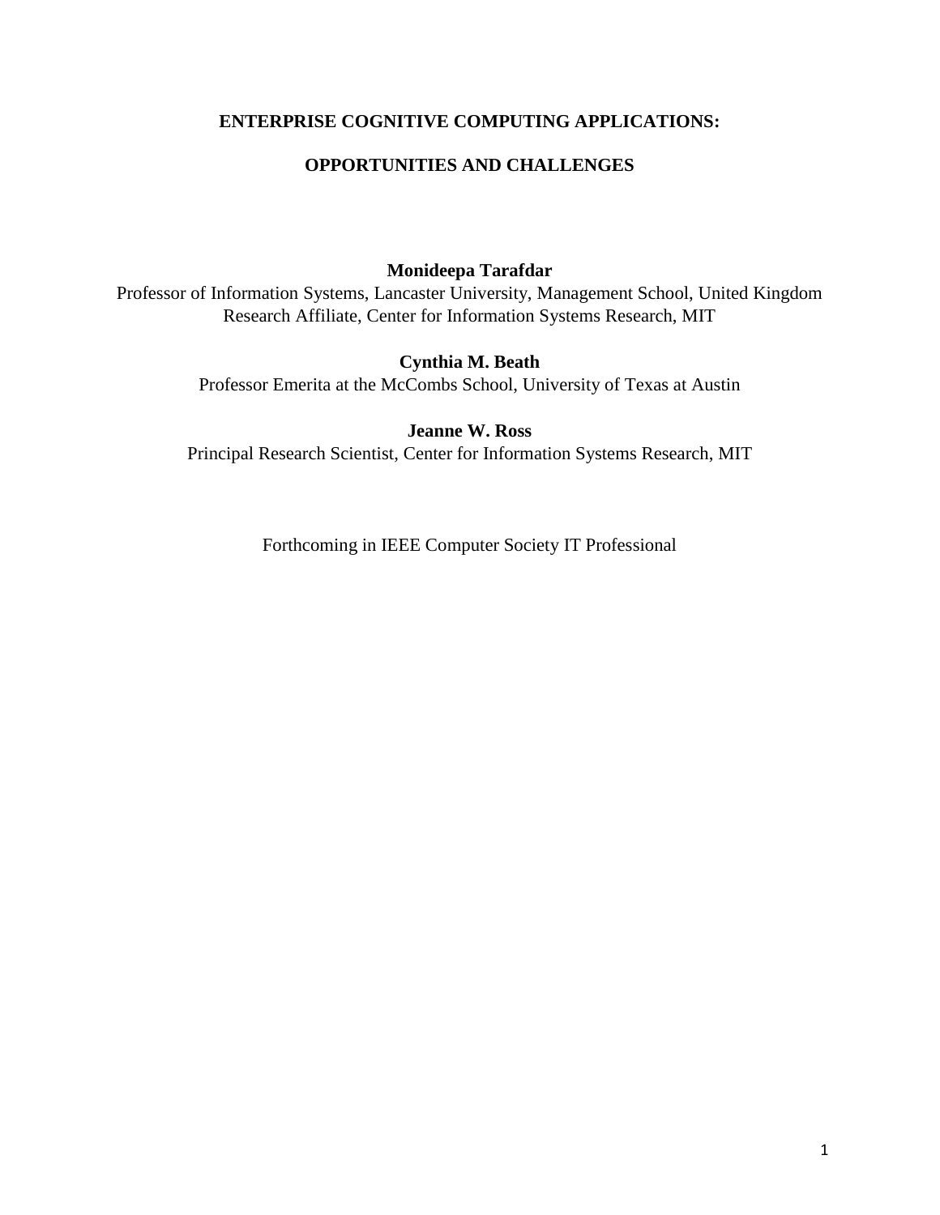# ENTERPRISE COGNITIVE COMPUTING APPLICATIONS:

# OPPORTUNITIES AND CHALLENGES

**Monideepa Tarafdar**

Professor of Information Systems, Lancaster University, Management School, United Kingdom
Research Affiliate, Center for Information Systems Research, MIT

**Cynthia M. Beath**

Professor Emerita at the McCombs School, University of Texas at Austin

**Jeanne W. Ross**

Principal Research Scientist, Center for Information Systems Research, MIT

Forthcoming in IEEE Computer Society IT Professional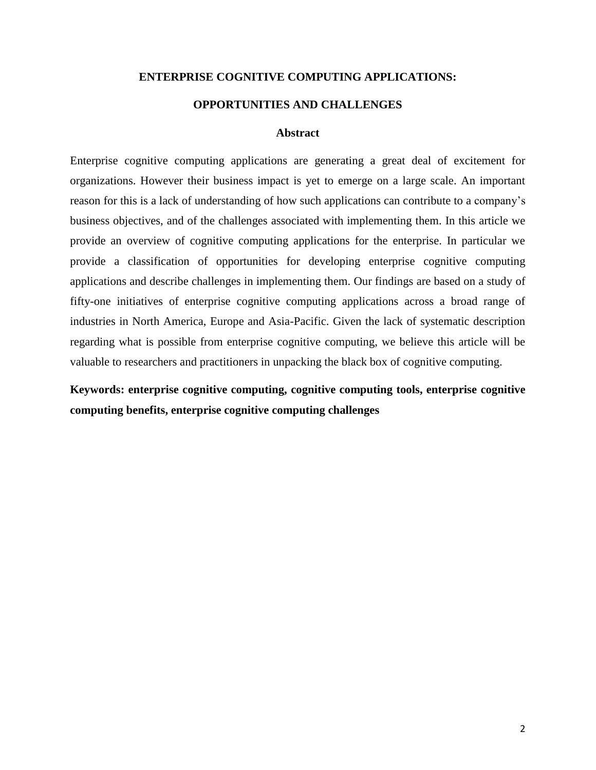# ENTERPRISE COGNITIVE COMPUTING APPLICATIONS:

# OPPORTUNITIES AND CHALLENGES

## Abstract

Enterprise cognitive computing applications are generating a great deal of excitement for organizations. However their business impact is yet to emerge on a large scale. An important reason for this is a lack of understanding of how such applications can contribute to a company's business objectives, and of the challenges associated with implementing them. In this article we provide an overview of cognitive computing applications for the enterprise. In particular we provide a classification of opportunities for developing enterprise cognitive computing applications and describe challenges in implementing them. Our findings are based on a study of fifty-one initiatives of enterprise cognitive computing applications across a broad range of industries in North America, Europe and Asia-Pacific. Given the lack of systematic description regarding what is possible from enterprise cognitive computing, we believe this article will be valuable to researchers and practitioners in unpacking the black box of cognitive computing.

**Keywords: enterprise cognitive computing, cognitive computing tools, enterprise cognitive computing benefits, enterprise cognitive computing challenges**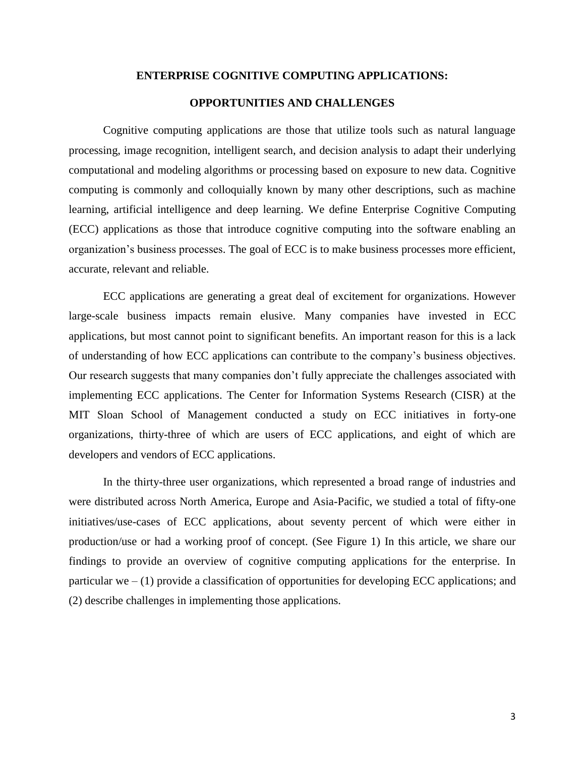# ENTERPRISE COGNITIVE COMPUTING APPLICATIONS:

# OPPORTUNITIES AND CHALLENGES

Cognitive computing applications are those that utilize tools such as natural language processing, image recognition, intelligent search, and decision analysis to adapt their underlying computational and modeling algorithms or processing based on exposure to new data. Cognitive computing is commonly and colloquially known by many other descriptions, such as machine learning, artificial intelligence and deep learning. We define Enterprise Cognitive Computing (ECC) applications as those that introduce cognitive computing into the software enabling an organization's business processes. The goal of ECC is to make business processes more efficient, accurate, relevant and reliable.

ECC applications are generating a great deal of excitement for organizations. However large-scale business impacts remain elusive. Many companies have invested in ECC applications, but most cannot point to significant benefits. An important reason for this is a lack of understanding of how ECC applications can contribute to the company's business objectives. Our research suggests that many companies don't fully appreciate the challenges associated with implementing ECC applications. The Center for Information Systems Research (CISR) at the MIT Sloan School of Management conducted a study on ECC initiatives in forty-one organizations, thirty-three of which are users of ECC applications, and eight of which are developers and vendors of ECC applications.

In the thirty-three user organizations, which represented a broad range of industries and were distributed across North America, Europe and Asia-Pacific, we studied a total of fifty-one initiatives/use-cases of ECC applications, about seventy percent of which were either in production/use or had a working proof of concept. (See Figure 1) In this article, we share our findings to provide an overview of cognitive computing applications for the enterprise. In particular we – (1) provide a classification of opportunities for developing ECC applications; and (2) describe challenges in implementing those applications.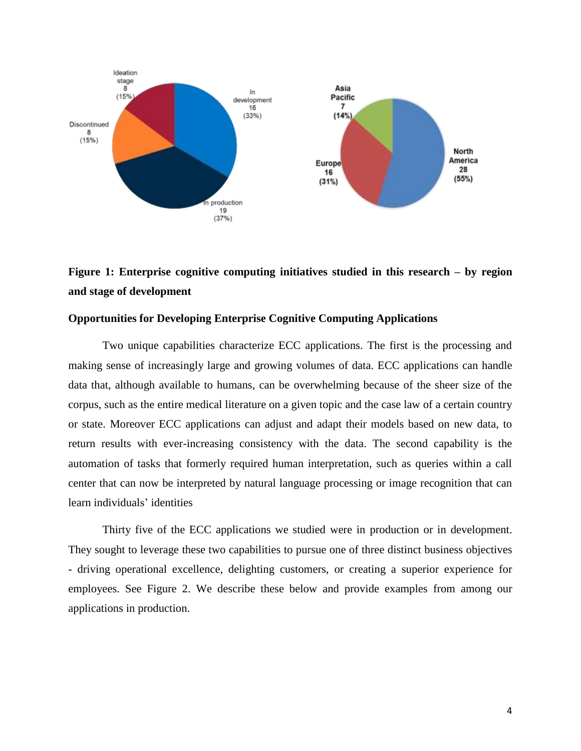**Figure 1: Enterprise cognitive computing initiatives studied in this research – by region and stage of development**

**Opportunities for Developing Enterprise Cognitive Computing Applications**

Two unique capabilities characterize ECC applications. The first is the processing and making sense of increasingly large and growing volumes of data. ECC applications can handle data that, although available to humans, can be overwhelming because of the sheer size of the corpus, such as the entire medical literature on a given topic and the case law of a certain country or state. Moreover ECC applications can adjust and adapt their models based on new data, to return results with ever-increasing consistency with the data. The second capability is the automation of tasks that formerly required human interpretation, such as queries within a call center that can now be interpreted by natural language processing or image recognition that can learn individuals' identities

Thirty five of the ECC applications we studied were in production or in development. They sought to leverage these two capabilities to pursue one of three distinct business objectives - driving operational excellence, delighting customers, or creating a superior experience for employees. See Figure 2. We describe these below and provide examples from among our applications in production.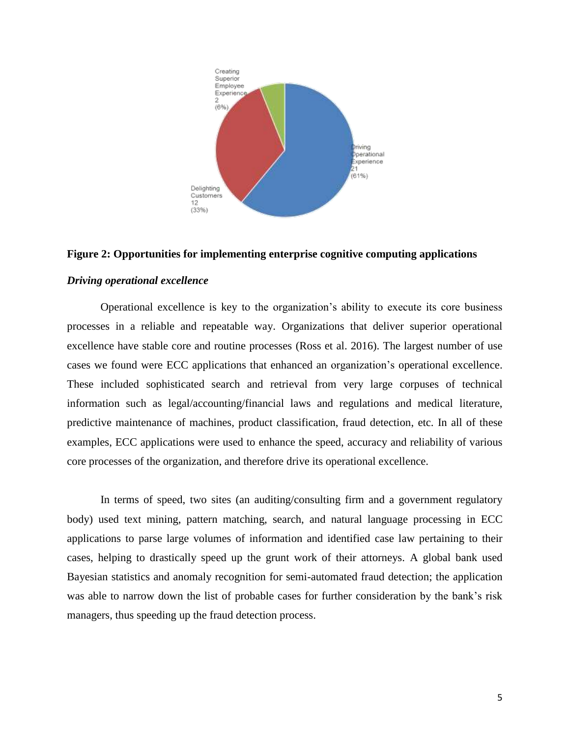Creating Superior Employee Experience 2 (6%)

Driving Operational Experience 21 (61%)

Delighting Customers 12 (33%)

**Figure 2: Opportunities for implementing enterprise cognitive computing applications**

***Driving operational excellence***

Operational excellence is key to the organization's ability to execute its core business processes in a reliable and repeatable way. Organizations that deliver superior operational excellence have stable core and routine processes (Ross et al. 2016). The largest number of use cases we found were ECC applications that enhanced an organization's operational excellence. These included sophisticated search and retrieval from very large corpuses of technical information such as legal/accounting/financial laws and regulations and medical literature, predictive maintenance of machines, product classification, fraud detection, etc. In all of these examples, ECC applications were used to enhance the speed, accuracy and reliability of various core processes of the organization, and therefore drive its operational excellence.

In terms of speed, two sites (an auditing/consulting firm and a government regulatory body) used text mining, pattern matching, search, and natural language processing in ECC applications to parse large volumes of information and identified case law pertaining to their cases, helping to drastically speed up the grunt work of their attorneys. A global bank used Bayesian statistics and anomaly recognition for semi-automated fraud detection; the application was able to narrow down the list of probable cases for further consideration by the bank's risk managers, thus speeding up the fraud detection process.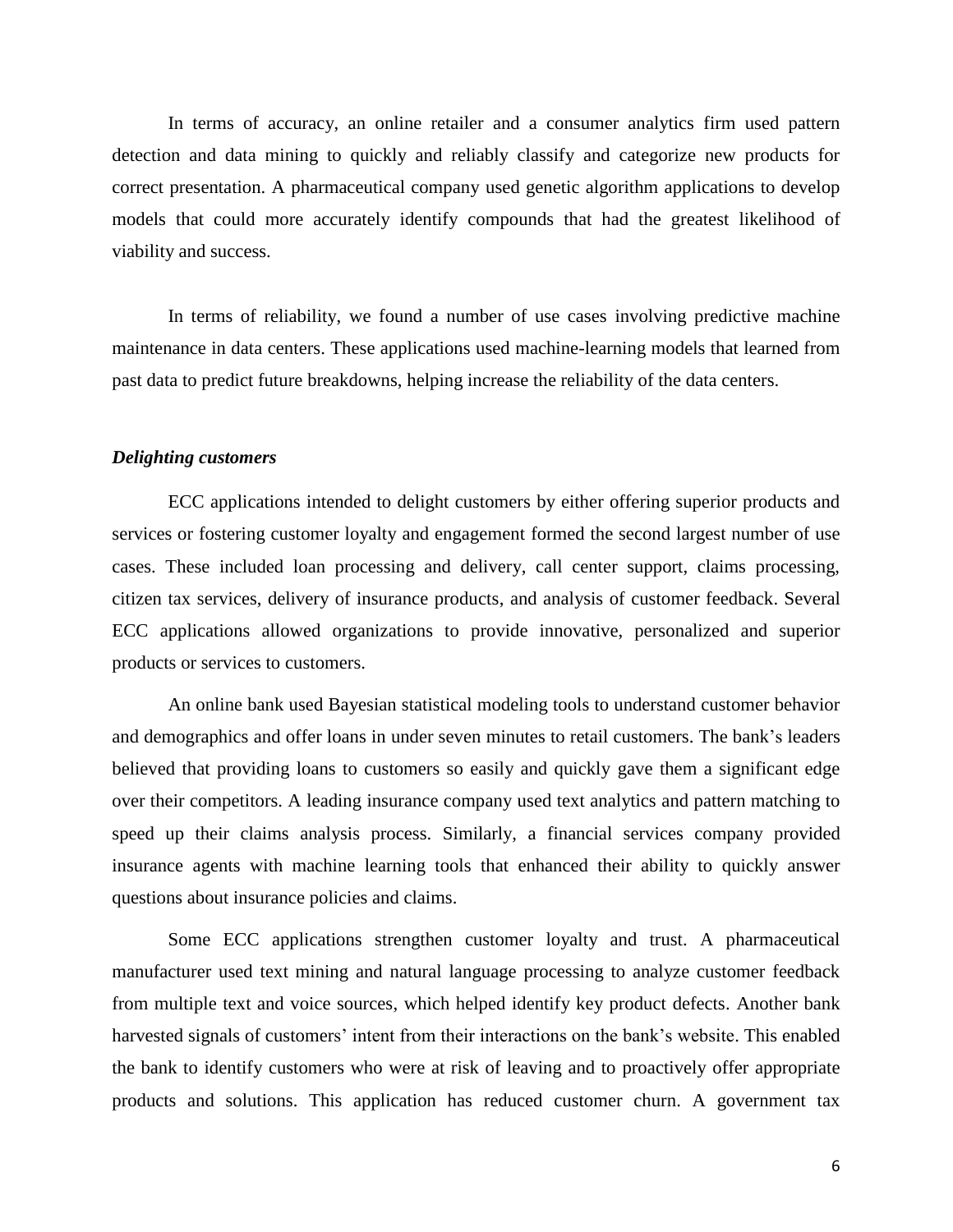In terms of accuracy, an online retailer and a consumer analytics firm used pattern detection and data mining to quickly and reliably classify and categorize new products for correct presentation. A pharmaceutical company used genetic algorithm applications to develop models that could more accurately identify compounds that had the greatest likelihood of viability and success.

In terms of reliability, we found a number of use cases involving predictive machine maintenance in data centers. These applications used machine-learning models that learned from past data to predict future breakdowns, helping increase the reliability of the data centers.

***Delighting customers***

ECC applications intended to delight customers by either offering superior products and services or fostering customer loyalty and engagement formed the second largest number of use cases. These included loan processing and delivery, call center support, claims processing, citizen tax services, delivery of insurance products, and analysis of customer feedback. Several ECC applications allowed organizations to provide innovative, personalized and superior products or services to customers.

An online bank used Bayesian statistical modeling tools to understand customer behavior and demographics and offer loans in under seven minutes to retail customers. The bank's leaders believed that providing loans to customers so easily and quickly gave them a significant edge over their competitors. A leading insurance company used text analytics and pattern matching to speed up their claims analysis process. Similarly, a financial services company provided insurance agents with machine learning tools that enhanced their ability to quickly answer questions about insurance policies and claims.

Some ECC applications strengthen customer loyalty and trust. A pharmaceutical manufacturer used text mining and natural language processing to analyze customer feedback from multiple text and voice sources, which helped identify key product defects. Another bank harvested signals of customers' intent from their interactions on the bank's website. This enabled the bank to identify customers who were at risk of leaving and to proactively offer appropriate products and solutions. This application has reduced customer churn. A government tax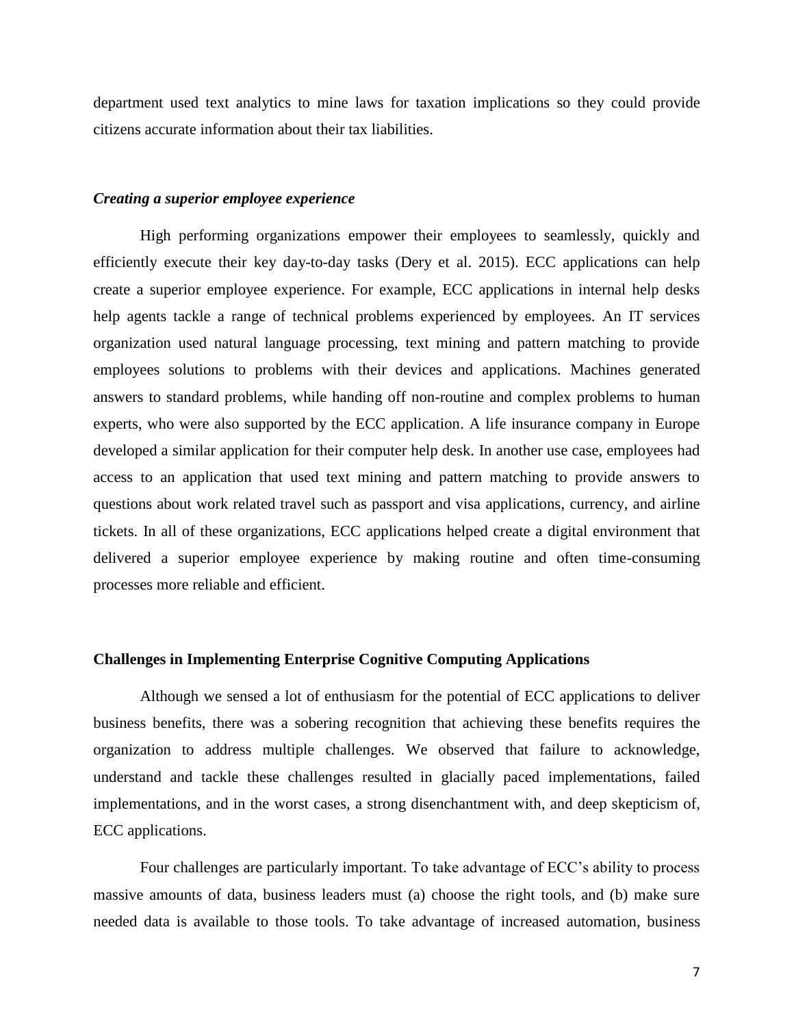department used text analytics to mine laws for taxation implications so they could provide citizens accurate information about their tax liabilities.

### *Creating a superior employee experience*

High performing organizations empower their employees to seamlessly, quickly and efficiently execute their key day-to-day tasks (Dery et al. 2015). ECC applications can help create a superior employee experience. For example, ECC applications in internal help desks help agents tackle a range of technical problems experienced by employees. An IT services organization used natural language processing, text mining and pattern matching to provide employees solutions to problems with their devices and applications. Machines generated answers to standard problems, while handing off non-routine and complex problems to human experts, who were also supported by the ECC application. A life insurance company in Europe developed a similar application for their computer help desk. In another use case, employees had access to an application that used text mining and pattern matching to provide answers to questions about work related travel such as passport and visa applications, currency, and airline tickets. In all of these organizations, ECC applications helped create a digital environment that delivered a superior employee experience by making routine and often time-consuming processes more reliable and efficient.

## Challenges in Implementing Enterprise Cognitive Computing Applications

Although we sensed a lot of enthusiasm for the potential of ECC applications to deliver business benefits, there was a sobering recognition that achieving these benefits requires the organization to address multiple challenges. We observed that failure to acknowledge, understand and tackle these challenges resulted in glacially paced implementations, failed implementations, and in the worst cases, a strong disenchantment with, and deep skepticism of, ECC applications.

Four challenges are particularly important. To take advantage of ECC's ability to process massive amounts of data, business leaders must (a) choose the right tools, and (b) make sure needed data is available to those tools. To take advantage of increased automation, business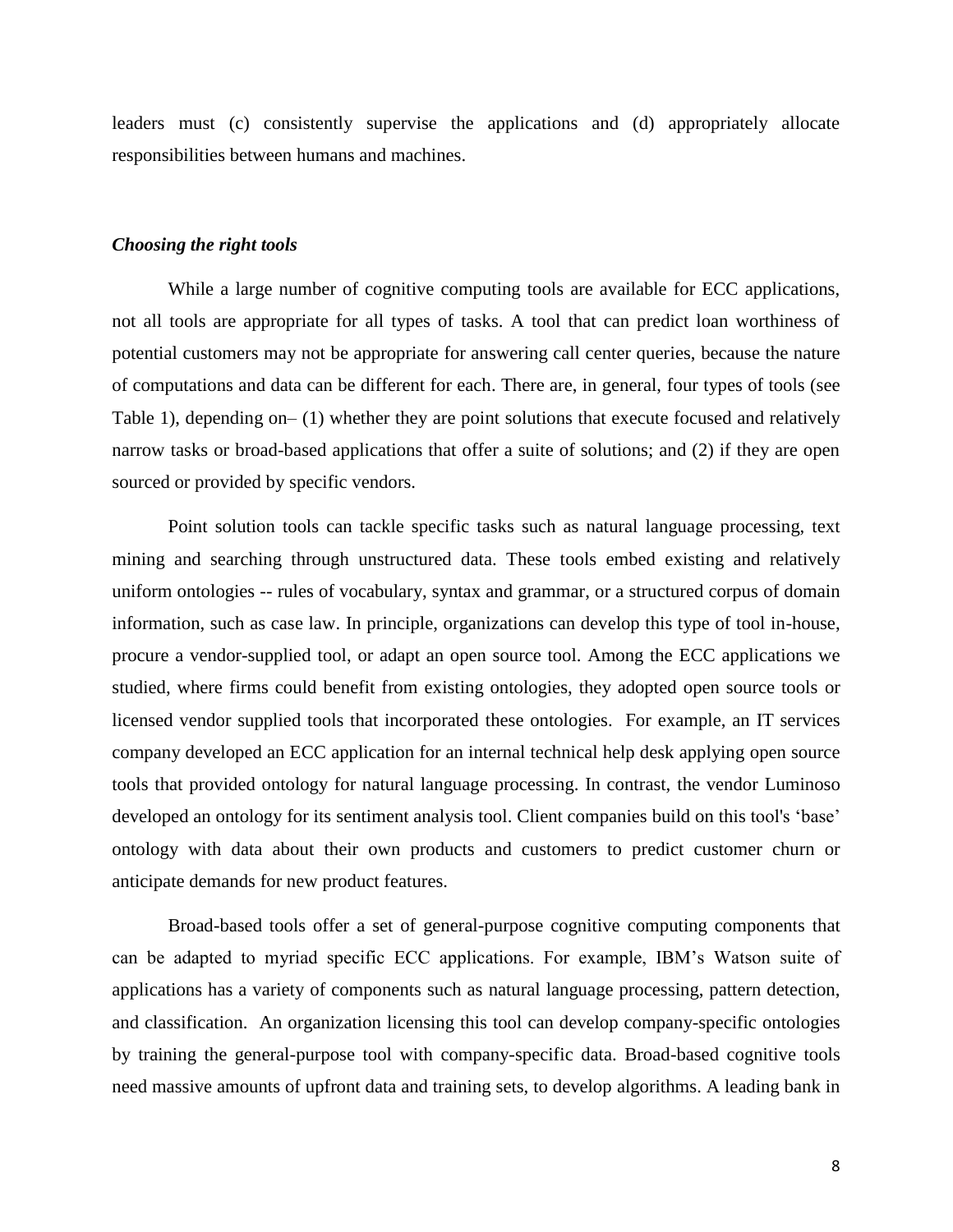leaders must (c) consistently supervise the applications and (d) appropriately allocate responsibilities between humans and machines.

### *Choosing the right tools*

While a large number of cognitive computing tools are available for ECC applications, not all tools are appropriate for all types of tasks. A tool that can predict loan worthiness of potential customers may not be appropriate for answering call center queries, because the nature of computations and data can be different for each. There are, in general, four types of tools (see Table 1), depending on– (1) whether they are point solutions that execute focused and relatively narrow tasks or broad-based applications that offer a suite of solutions; and (2) if they are open sourced or provided by specific vendors.

Point solution tools can tackle specific tasks such as natural language processing, text mining and searching through unstructured data. These tools embed existing and relatively uniform ontologies -- rules of vocabulary, syntax and grammar, or a structured corpus of domain information, such as case law. In principle, organizations can develop this type of tool in-house, procure a vendor-supplied tool, or adapt an open source tool. Among the ECC applications we studied, where firms could benefit from existing ontologies, they adopted open source tools or licensed vendor supplied tools that incorporated these ontologies. For example, an IT services company developed an ECC application for an internal technical help desk applying open source tools that provided ontology for natural language processing. In contrast, the vendor Luminoso developed an ontology for its sentiment analysis tool. Client companies build on this tool's 'base' ontology with data about their own products and customers to predict customer churn or anticipate demands for new product features.

Broad-based tools offer a set of general-purpose cognitive computing components that can be adapted to myriad specific ECC applications. For example, IBM's Watson suite of applications has a variety of components such as natural language processing, pattern detection, and classification. An organization licensing this tool can develop company-specific ontologies by training the general-purpose tool with company-specific data. Broad-based cognitive tools need massive amounts of upfront data and training sets, to develop algorithms. A leading bank in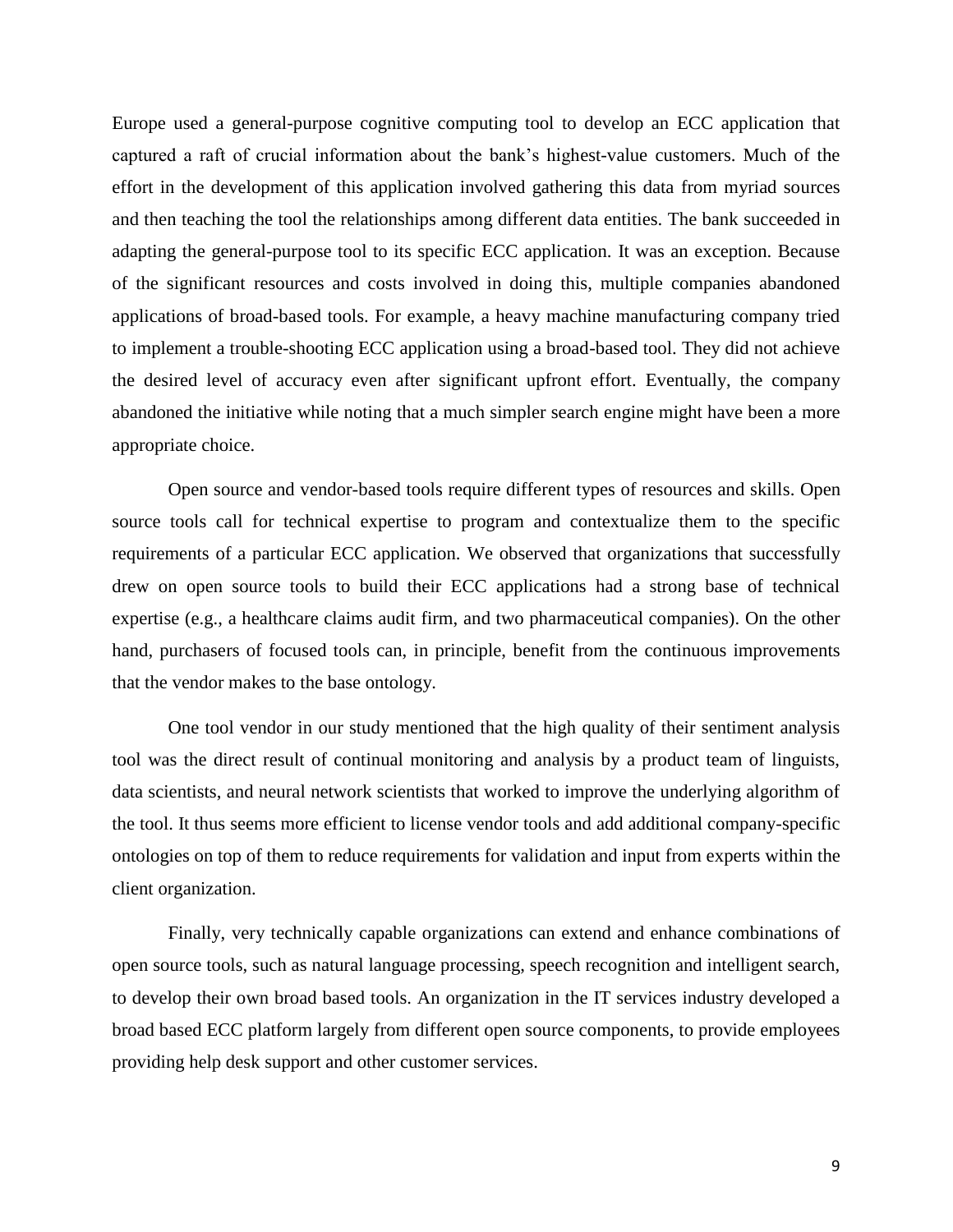Europe used a general-purpose cognitive computing tool to develop an ECC application that captured a raft of crucial information about the bank's highest-value customers. Much of the effort in the development of this application involved gathering this data from myriad sources and then teaching the tool the relationships among different data entities. The bank succeeded in adapting the general-purpose tool to its specific ECC application. It was an exception. Because of the significant resources and costs involved in doing this, multiple companies abandoned applications of broad-based tools. For example, a heavy machine manufacturing company tried to implement a trouble-shooting ECC application using a broad-based tool. They did not achieve the desired level of accuracy even after significant upfront effort. Eventually, the company abandoned the initiative while noting that a much simpler search engine might have been a more appropriate choice.

Open source and vendor-based tools require different types of resources and skills. Open source tools call for technical expertise to program and contextualize them to the specific requirements of a particular ECC application. We observed that organizations that successfully drew on open source tools to build their ECC applications had a strong base of technical expertise (e.g., a healthcare claims audit firm, and two pharmaceutical companies). On the other hand, purchasers of focused tools can, in principle, benefit from the continuous improvements that the vendor makes to the base ontology.

One tool vendor in our study mentioned that the high quality of their sentiment analysis tool was the direct result of continual monitoring and analysis by a product team of linguists, data scientists, and neural network scientists that worked to improve the underlying algorithm of the tool. It thus seems more efficient to license vendor tools and add additional company-specific ontologies on top of them to reduce requirements for validation and input from experts within the client organization.

Finally, very technically capable organizations can extend and enhance combinations of open source tools, such as natural language processing, speech recognition and intelligent search, to develop their own broad based tools. An organization in the IT services industry developed a broad based ECC platform largely from different open source components, to provide employees providing help desk support and other customer services.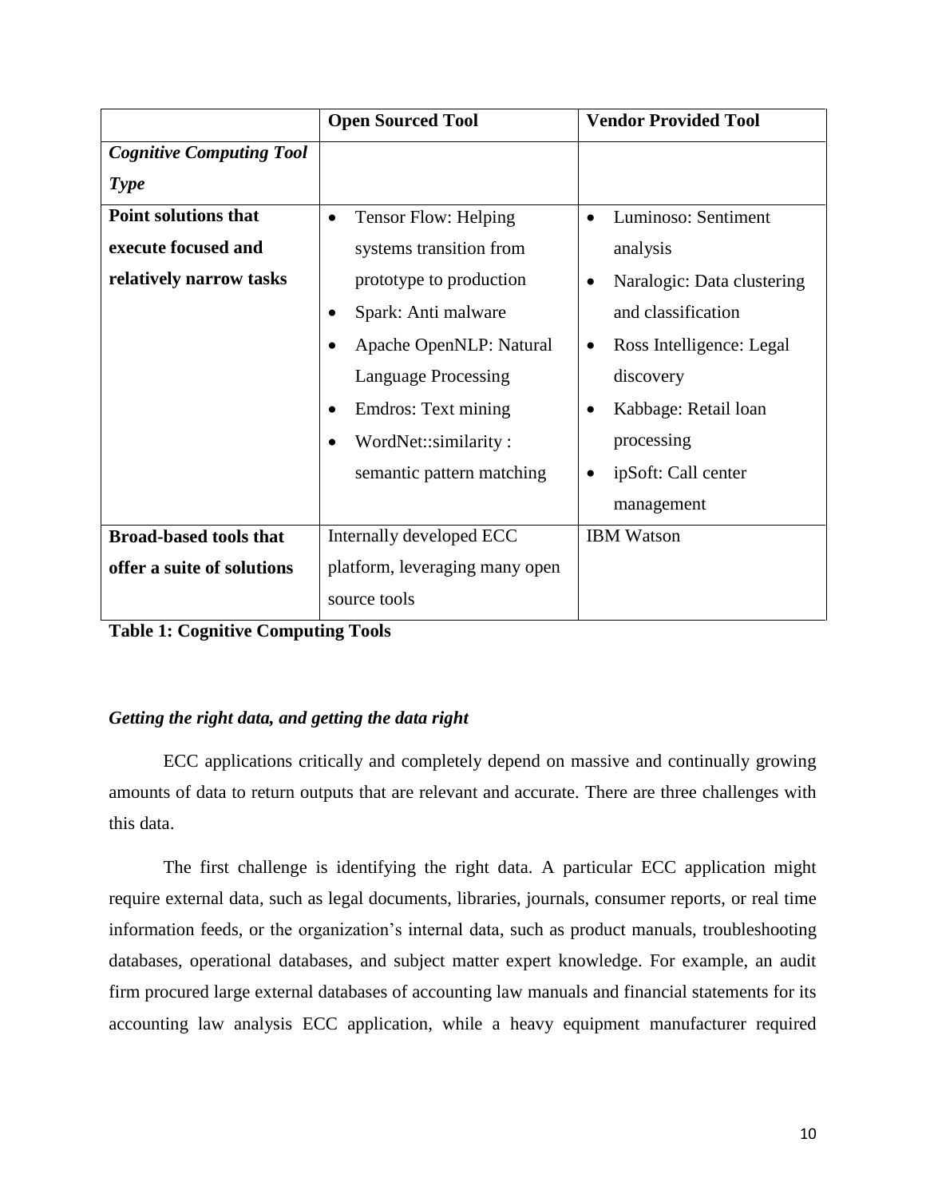| | **Open Sourced Tool** | **Vendor Provided Tool** |
|---|---|---|
| ***Cognitive Computing Tool Type*** | | |
| **Point solutions that execute focused and relatively narrow tasks** | • Tensor Flow: Helping systems transition from prototype to production<br>• Spark: Anti malware<br>• Apache OpenNLP: Natural Language Processing<br>• Emdros: Text mining<br>• WordNet::similarity : semantic pattern matching | • Luminoso: Sentiment analysis<br>• Naralogic: Data clustering and classification<br>• Ross Intelligence: Legal discovery<br>• Kabbage: Retail loan processing<br>• ipSoft: Call center management |
| **Broad-based tools that offer a suite of solutions** | Internally developed ECC platform, leveraging many open source tools | IBM Watson |

**Table 1: Cognitive Computing Tools**

### *Getting the right data, and getting the data right*

ECC applications critically and completely depend on massive and continually growing amounts of data to return outputs that are relevant and accurate. There are three challenges with this data.

The first challenge is identifying the right data. A particular ECC application might require external data, such as legal documents, libraries, journals, consumer reports, or real time information feeds, or the organization's internal data, such as product manuals, troubleshooting databases, operational databases, and subject matter expert knowledge. For example, an audit firm procured large external databases of accounting law manuals and financial statements for its accounting law analysis ECC application, while a heavy equipment manufacturer required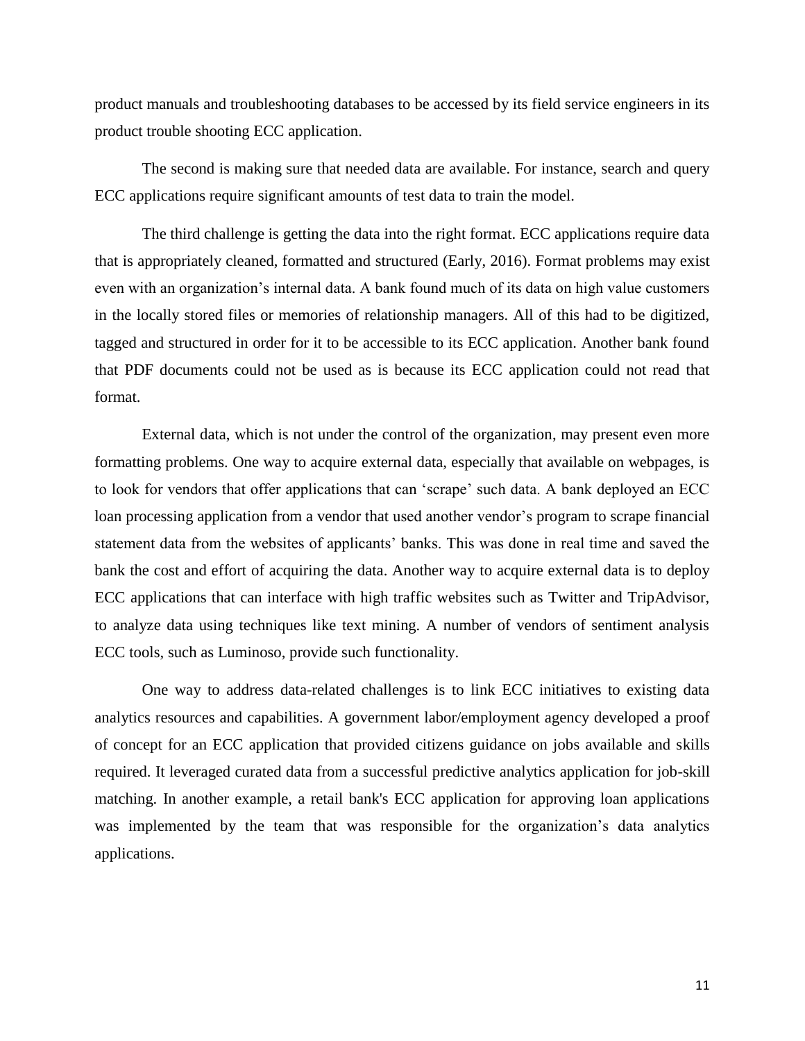product manuals and troubleshooting databases to be accessed by its field service engineers in its product trouble shooting ECC application.

The second is making sure that needed data are available. For instance, search and query ECC applications require significant amounts of test data to train the model.

The third challenge is getting the data into the right format. ECC applications require data that is appropriately cleaned, formatted and structured (Early, 2016). Format problems may exist even with an organization's internal data. A bank found much of its data on high value customers in the locally stored files or memories of relationship managers. All of this had to be digitized, tagged and structured in order for it to be accessible to its ECC application. Another bank found that PDF documents could not be used as is because its ECC application could not read that format.

External data, which is not under the control of the organization, may present even more formatting problems. One way to acquire external data, especially that available on webpages, is to look for vendors that offer applications that can 'scrape' such data. A bank deployed an ECC loan processing application from a vendor that used another vendor's program to scrape financial statement data from the websites of applicants' banks. This was done in real time and saved the bank the cost and effort of acquiring the data. Another way to acquire external data is to deploy ECC applications that can interface with high traffic websites such as Twitter and TripAdvisor, to analyze data using techniques like text mining. A number of vendors of sentiment analysis ECC tools, such as Luminoso, provide such functionality.

One way to address data-related challenges is to link ECC initiatives to existing data analytics resources and capabilities. A government labor/employment agency developed a proof of concept for an ECC application that provided citizens guidance on jobs available and skills required. It leveraged curated data from a successful predictive analytics application for job-skill matching. In another example, a retail bank's ECC application for approving loan applications was implemented by the team that was responsible for the organization's data analytics applications.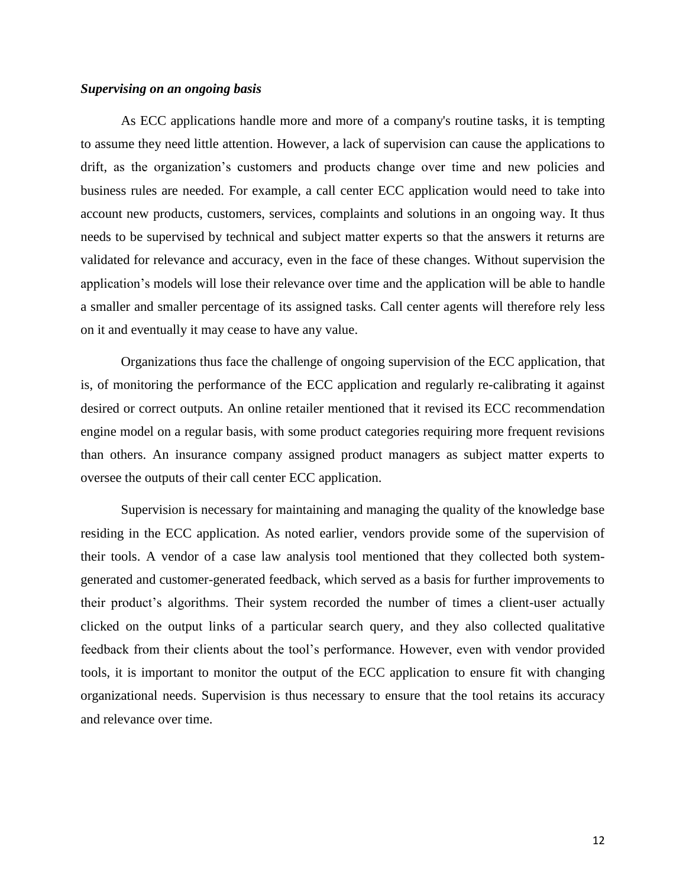***Supervising on an ongoing basis***

As ECC applications handle more and more of a company's routine tasks, it is tempting to assume they need little attention. However, a lack of supervision can cause the applications to drift, as the organization's customers and products change over time and new policies and business rules are needed. For example, a call center ECC application would need to take into account new products, customers, services, complaints and solutions in an ongoing way. It thus needs to be supervised by technical and subject matter experts so that the answers it returns are validated for relevance and accuracy, even in the face of these changes. Without supervision the application's models will lose their relevance over time and the application will be able to handle a smaller and smaller percentage of its assigned tasks. Call center agents will therefore rely less on it and eventually it may cease to have any value.

Organizations thus face the challenge of ongoing supervision of the ECC application, that is, of monitoring the performance of the ECC application and regularly re-calibrating it against desired or correct outputs. An online retailer mentioned that it revised its ECC recommendation engine model on a regular basis, with some product categories requiring more frequent revisions than others. An insurance company assigned product managers as subject matter experts to oversee the outputs of their call center ECC application.

Supervision is necessary for maintaining and managing the quality of the knowledge base residing in the ECC application. As noted earlier, vendors provide some of the supervision of their tools. A vendor of a case law analysis tool mentioned that they collected both system-generated and customer-generated feedback, which served as a basis for further improvements to their product's algorithms. Their system recorded the number of times a client-user actually clicked on the output links of a particular search query, and they also collected qualitative feedback from their clients about the tool's performance. However, even with vendor provided tools, it is important to monitor the output of the ECC application to ensure fit with changing organizational needs. Supervision is thus necessary to ensure that the tool retains its accuracy and relevance over time.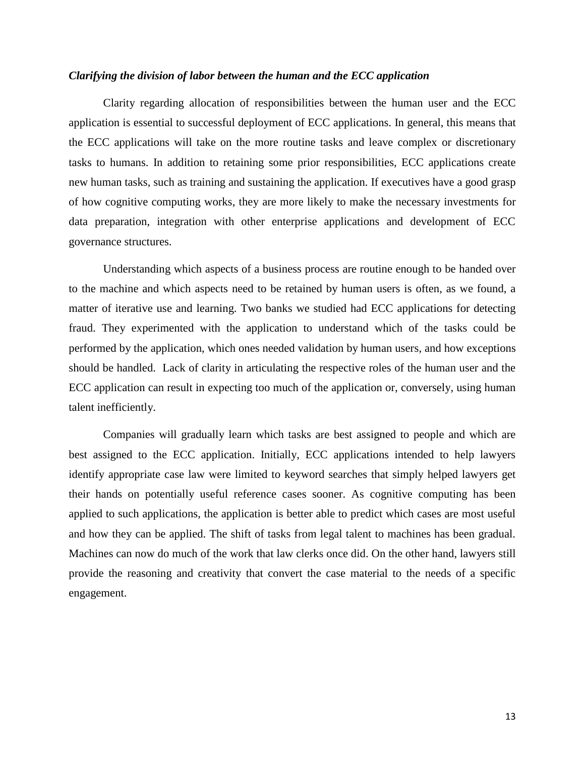*Clarifying the division of labor between the human and the ECC application*

Clarity regarding allocation of responsibilities between the human user and the ECC application is essential to successful deployment of ECC applications. In general, this means that the ECC applications will take on the more routine tasks and leave complex or discretionary tasks to humans. In addition to retaining some prior responsibilities, ECC applications create new human tasks, such as training and sustaining the application. If executives have a good grasp of how cognitive computing works, they are more likely to make the necessary investments for data preparation, integration with other enterprise applications and development of ECC governance structures.

Understanding which aspects of a business process are routine enough to be handed over to the machine and which aspects need to be retained by human users is often, as we found, a matter of iterative use and learning. Two banks we studied had ECC applications for detecting fraud. They experimented with the application to understand which of the tasks could be performed by the application, which ones needed validation by human users, and how exceptions should be handled. Lack of clarity in articulating the respective roles of the human user and the ECC application can result in expecting too much of the application or, conversely, using human talent inefficiently.

Companies will gradually learn which tasks are best assigned to people and which are best assigned to the ECC application. Initially, ECC applications intended to help lawyers identify appropriate case law were limited to keyword searches that simply helped lawyers get their hands on potentially useful reference cases sooner. As cognitive computing has been applied to such applications, the application is better able to predict which cases are most useful and how they can be applied. The shift of tasks from legal talent to machines has been gradual. Machines can now do much of the work that law clerks once did. On the other hand, lawyers still provide the reasoning and creativity that convert the case material to the needs of a specific engagement.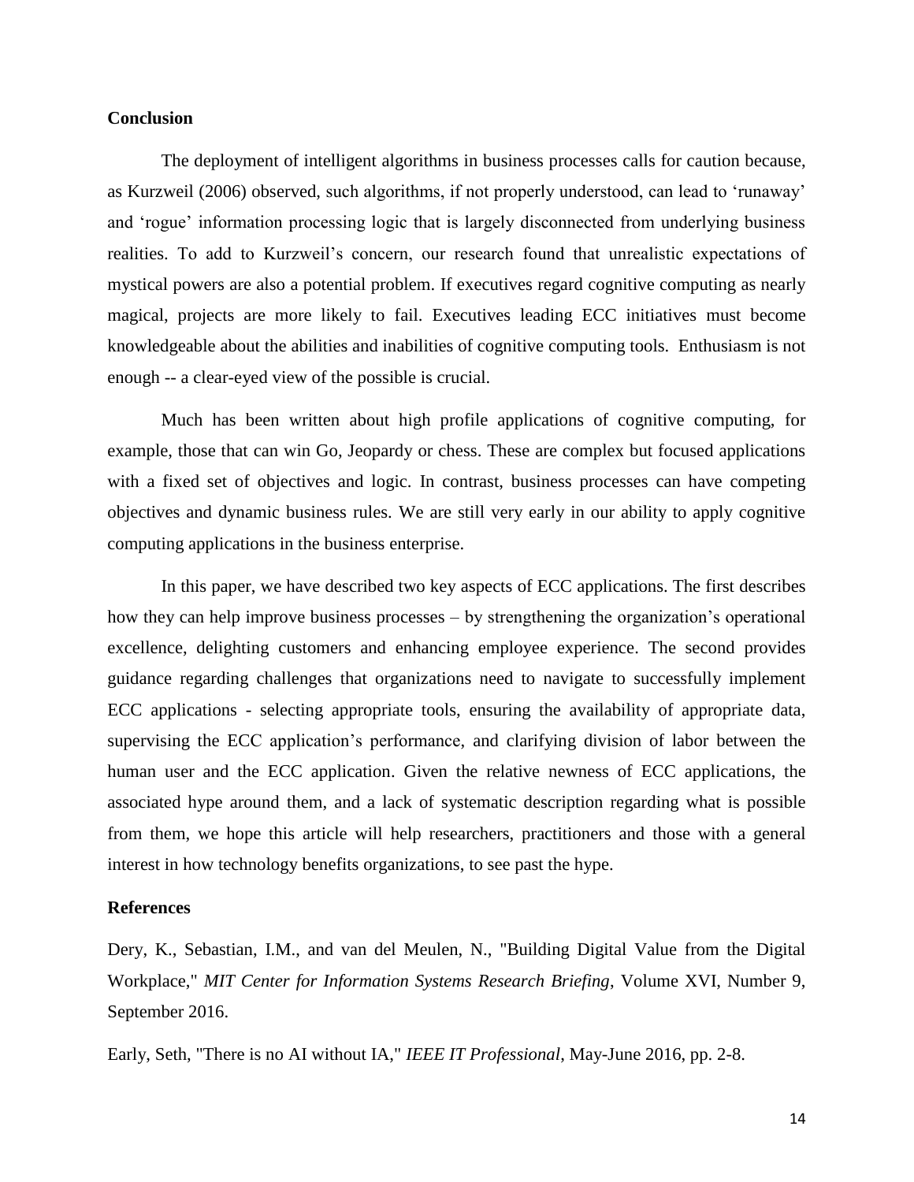## Conclusion

The deployment of intelligent algorithms in business processes calls for caution because, as Kurzweil (2006) observed, such algorithms, if not properly understood, can lead to 'runaway' and 'rogue' information processing logic that is largely disconnected from underlying business realities. To add to Kurzweil's concern, our research found that unrealistic expectations of mystical powers are also a potential problem. If executives regard cognitive computing as nearly magical, projects are more likely to fail. Executives leading ECC initiatives must become knowledgeable about the abilities and inabilities of cognitive computing tools. Enthusiasm is not enough -- a clear-eyed view of the possible is crucial.

Much has been written about high profile applications of cognitive computing, for example, those that can win Go, Jeopardy or chess. These are complex but focused applications with a fixed set of objectives and logic. In contrast, business processes can have competing objectives and dynamic business rules. We are still very early in our ability to apply cognitive computing applications in the business enterprise.

In this paper, we have described two key aspects of ECC applications. The first describes how they can help improve business processes – by strengthening the organization's operational excellence, delighting customers and enhancing employee experience. The second provides guidance regarding challenges that organizations need to navigate to successfully implement ECC applications - selecting appropriate tools, ensuring the availability of appropriate data, supervising the ECC application's performance, and clarifying division of labor between the human user and the ECC application. Given the relative newness of ECC applications, the associated hype around them, and a lack of systematic description regarding what is possible from them, we hope this article will help researchers, practitioners and those with a general interest in how technology benefits organizations, to see past the hype.

## References

Dery, K., Sebastian, I.M., and van del Meulen, N., "Building Digital Value from the Digital Workplace," *MIT Center for Information Systems Research Briefing*, Volume XVI, Number 9, September 2016.

Early, Seth, "There is no AI without IA," *IEEE IT Professional*, May-June 2016, pp. 2-8.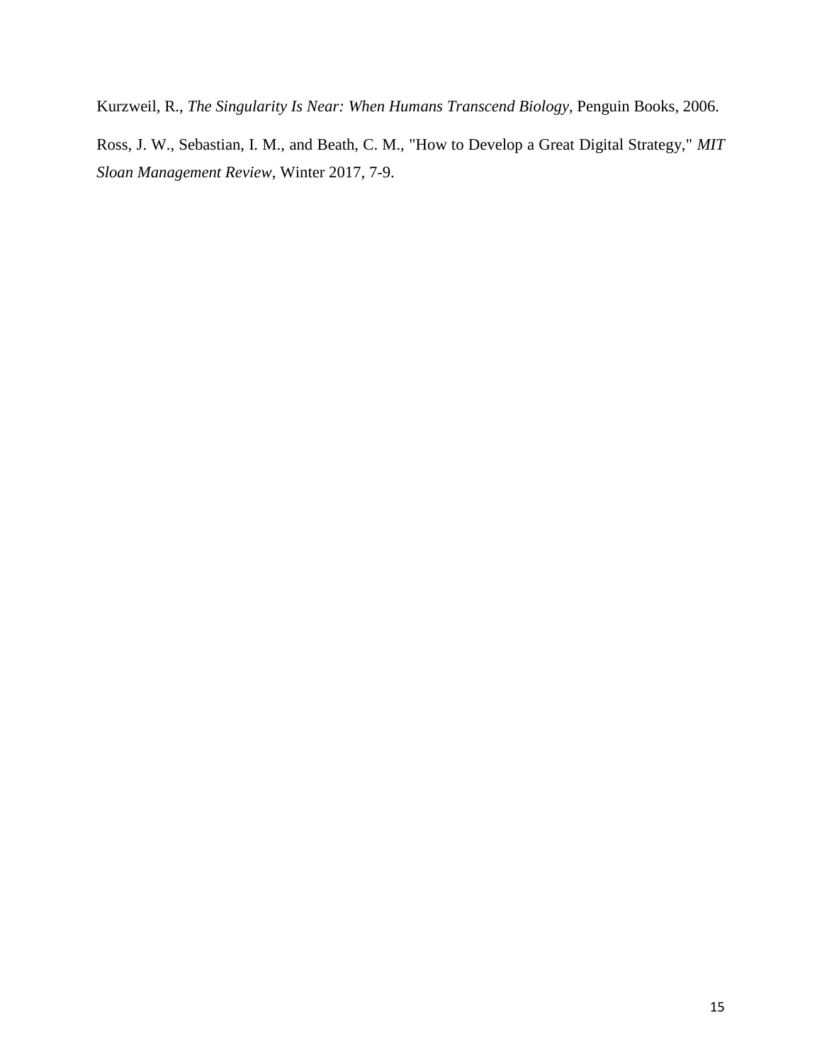Kurzweil, R., *The Singularity Is Near: When Humans Transcend Biology*, Penguin Books, 2006.

Ross, J. W., Sebastian, I. M., and Beath, C. M., "How to Develop a Great Digital Strategy," *MIT Sloan Management Review*, Winter 2017, 7-9.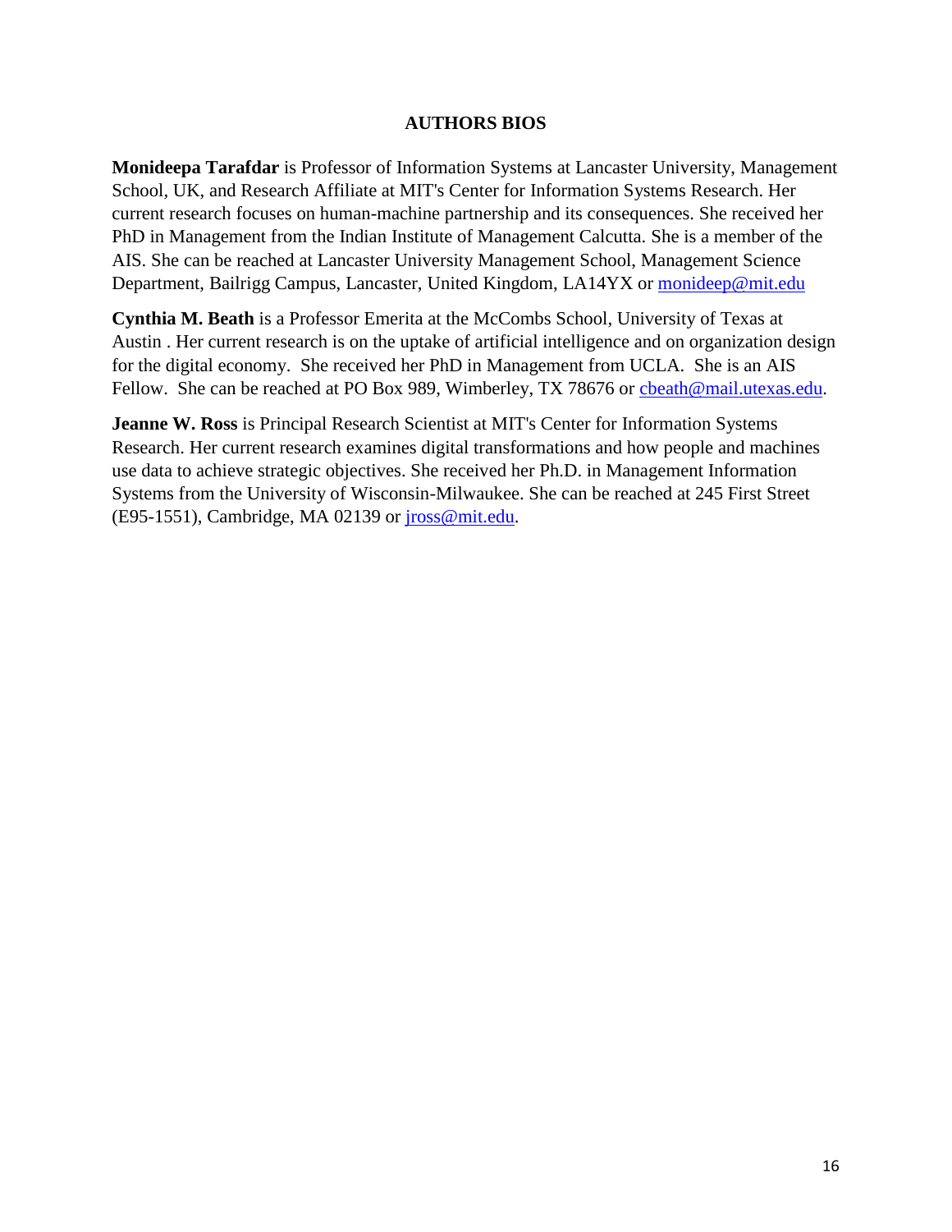# AUTHORS BIOS

**Monideepa Tarafdar** is Professor of Information Systems at Lancaster University, Management School, UK, and Research Affiliate at MIT's Center for Information Systems Research. Her current research focuses on human-machine partnership and its consequences. She received her PhD in Management from the Indian Institute of Management Calcutta. She is a member of the AIS. She can be reached at Lancaster University Management School, Management Science Department, Bailrigg Campus, Lancaster, United Kingdom, LA14YX or monideep@mit.edu

**Cynthia M. Beath** is a Professor Emerita at the McCombs School, University of Texas at Austin . Her current research is on the uptake of artificial intelligence and on organization design for the digital economy. She received her PhD in Management from UCLA. She is an AIS Fellow. She can be reached at PO Box 989, Wimberley, TX 78676 or cbeath@mail.utexas.edu.

**Jeanne W. Ross** is Principal Research Scientist at MIT's Center for Information Systems Research. Her current research examines digital transformations and how people and machines use data to achieve strategic objectives. She received her Ph.D. in Management Information Systems from the University of Wisconsin-Milwaukee. She can be reached at 245 First Street (E95-1551), Cambridge, MA 02139 or jross@mit.edu.